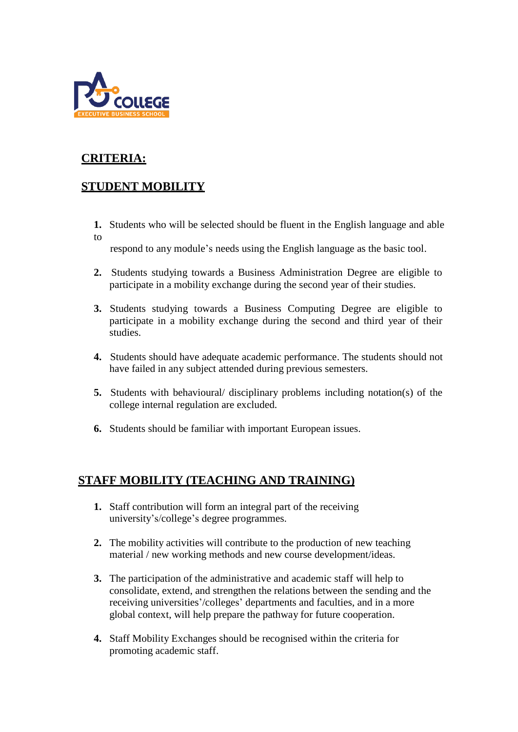## CRITERIA:

## STUDENT MOBILITY

1. Students who will be selected should be fluent in the English language and able to respond to any module's needs using the English language as the basic tool.

2. Students studying towards a Business Administration Degree are eligible to participate in a mobility exchange during the second year of their studies.

3. Students studying towards a Business Computing Degree are eligible to participate in a mobility exchange during the second and third year of their studies.

4. Students should have adequate academic performance. The students should not have failed in any subject attended during previous semesters.

5. Students with behavioural/ disciplinary problems including notation(s) of the college internal regulation are excluded.

6. Students should be familiar with important European issues.

## STAFF MOBILITY (TEACHING AND TRAINING)

1. Staff contribution will form an integral part of the receiving university's/college's degree programmes.

2. The mobility activities will contribute to the production of new teaching material / new working methods and new course development/ideas.

3. The participation of the administrative and academic staff will help to consolidate, extend, and strengthen the relations between the sending and the receiving universities'/colleges' departments and faculties, and in a more global context, will help prepare the pathway for future cooperation.

4. Staff Mobility Exchanges should be recognised within the criteria for promoting academic staff.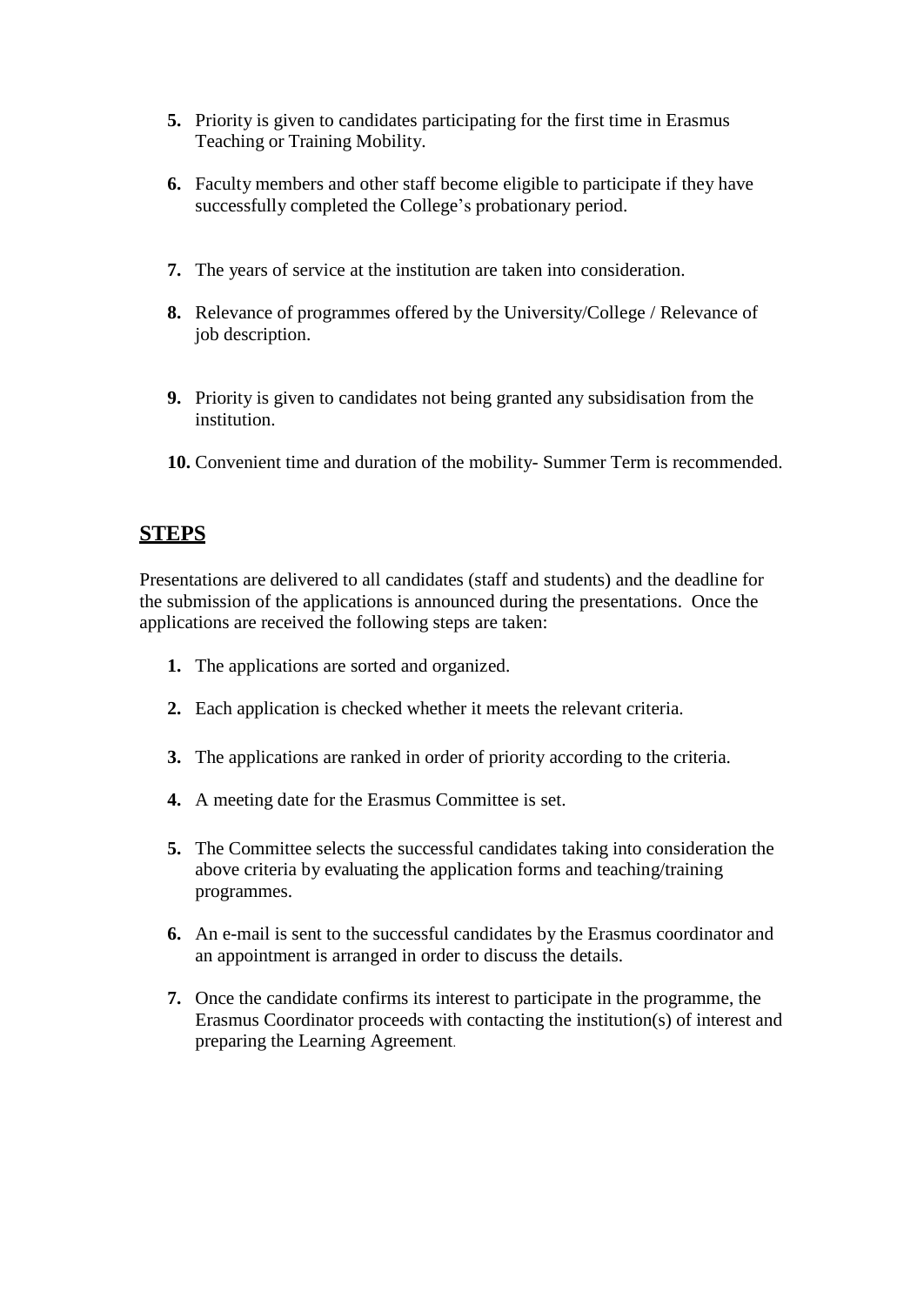5. Priority is given to candidates participating for the first time in Erasmus Teaching or Training Mobility.

6. Faculty members and other staff become eligible to participate if they have successfully completed the College's probationary period.

7. The years of service at the institution are taken into consideration.

8. Relevance of programmes offered by the University/College / Relevance of job description.

9. Priority is given to candidates not being granted any subsidisation from the institution.

10. Convenient time and duration of the mobility- Summer Term is recommended.

## STEPS

Presentations are delivered to all candidates (staff and students) and the deadline for the submission of the applications is announced during the presentations. Once the applications are received the following steps are taken:

1. The applications are sorted and organized.

2. Each application is checked whether it meets the relevant criteria.

3. The applications are ranked in order of priority according to the criteria.

4. A meeting date for the Erasmus Committee is set.

5. The Committee selects the successful candidates taking into consideration the above criteria by evaluating the application forms and teaching/training programmes.

6. An e-mail is sent to the successful candidates by the Erasmus coordinator and an appointment is arranged in order to discuss the details.

7. Once the candidate confirms its interest to participate in the programme, the Erasmus Coordinator proceeds with contacting the institution(s) of interest and preparing the Learning Agreement.